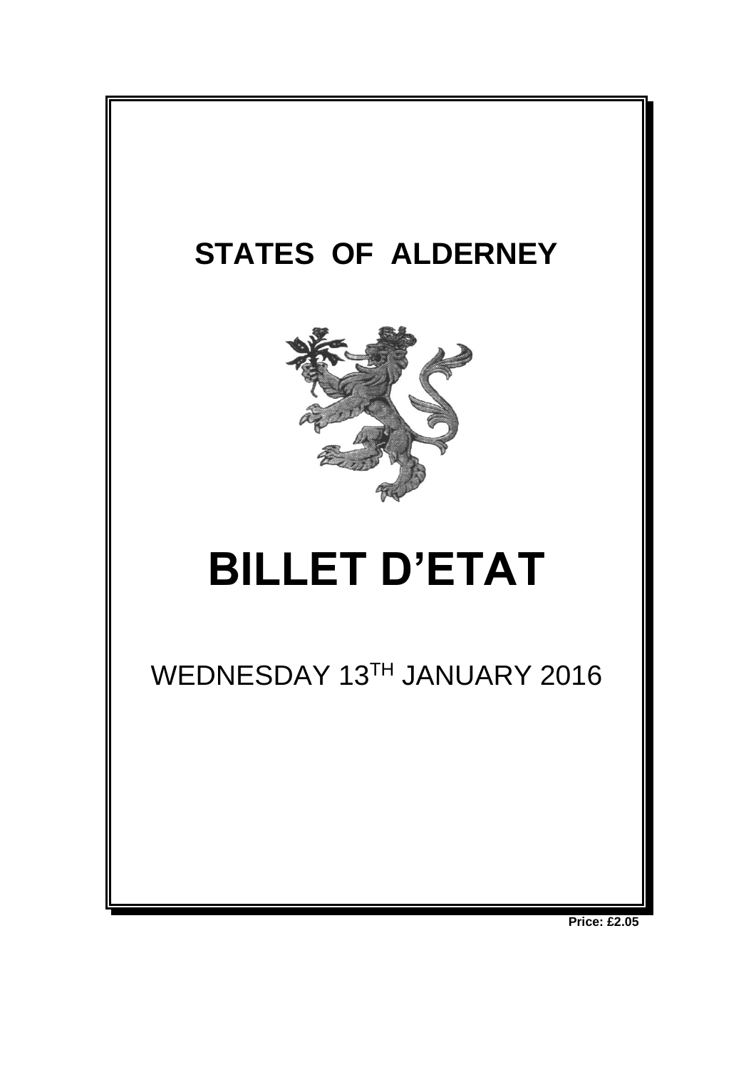# STATES OF ALDERNEY

# BILLET D'ETAT

WEDNESDAY 13TH JANUARY 2016

**Price: £2.05**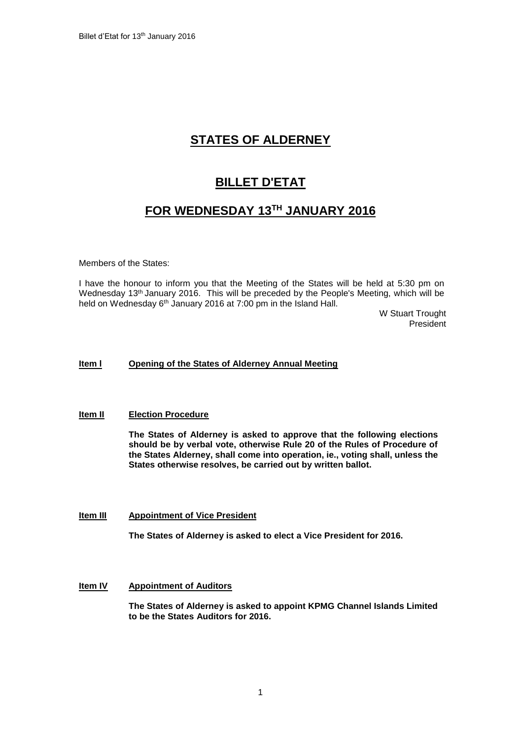# STATES OF ALDERNEY

# BILLET D'ETAT

# FOR WEDNESDAY 13TH JANUARY 2016

Members of the States:

I have the honour to inform you that the Meeting of the States will be held at 5:30 pm on Wednesday 13th January 2016. This will be preceded by the People's Meeting, which will be held on Wednesday 6th January 2016 at 7:00 pm in the Island Hall.

W Stuart Trought
President

**Item I** **Opening of the States of Alderney Annual Meeting**

**Item II** **Election Procedure**

**The States of Alderney is asked to approve that the following elections should be by verbal vote, otherwise Rule 20 of the Rules of Procedure of the States Alderney, shall come into operation, ie., voting shall, unless the States otherwise resolves, be carried out by written ballot.**

**Item III** **Appointment of Vice President**

**The States of Alderney is asked to elect a Vice President for 2016.**

**Item IV** **Appointment of Auditors**

**The States of Alderney is asked to appoint KPMG Channel Islands Limited to be the States Auditors for 2016.**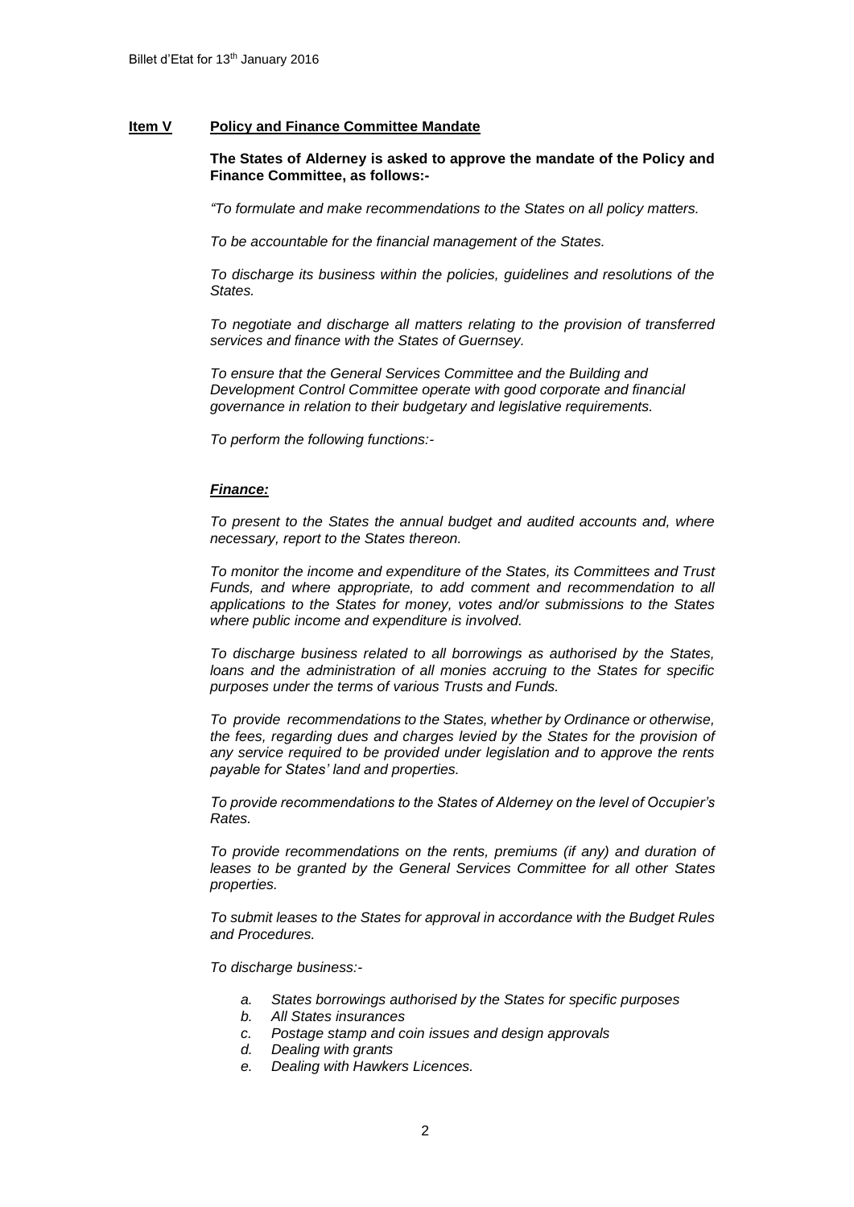**Item V** **Policy and Finance Committee Mandate**

**The States of Alderney is asked to approve the mandate of the Policy and Finance Committee, as follows:-**

*"To formulate and make recommendations to the States on all policy matters.*

*To be accountable for the financial management of the States.*

*To discharge its business within the policies, guidelines and resolutions of the States.*

*To negotiate and discharge all matters relating to the provision of transferred services and finance with the States of Guernsey.*

*To ensure that the General Services Committee and the Building and Development Control Committee operate with good corporate and financial governance in relation to their budgetary and legislative requirements.*

*To perform the following functions:-*

***Finance:***

*To present to the States the annual budget and audited accounts and, where necessary, report to the States thereon.*

*To monitor the income and expenditure of the States, its Committees and Trust Funds, and where appropriate, to add comment and recommendation to all applications to the States for money, votes and/or submissions to the States where public income and expenditure is involved.*

*To discharge business related to all borrowings as authorised by the States, loans and the administration of all monies accruing to the States for specific purposes under the terms of various Trusts and Funds.*

*To provide recommendations to the States, whether by Ordinance or otherwise, the fees, regarding dues and charges levied by the States for the provision of any service required to be provided under legislation and to approve the rents payable for States' land and properties.*

*To provide recommendations to the States of Alderney on the level of Occupier's Rates.*

*To provide recommendations on the rents, premiums (if any) and duration of leases to be granted by the General Services Committee for all other States properties.*

*To submit leases to the States for approval in accordance with the Budget Rules and Procedures.*

*To discharge business:-*

- *a. States borrowings authorised by the States for specific purposes*
- *b. All States insurances*
- *c. Postage stamp and coin issues and design approvals*
- *d. Dealing with grants*
- *e. Dealing with Hawkers Licences.*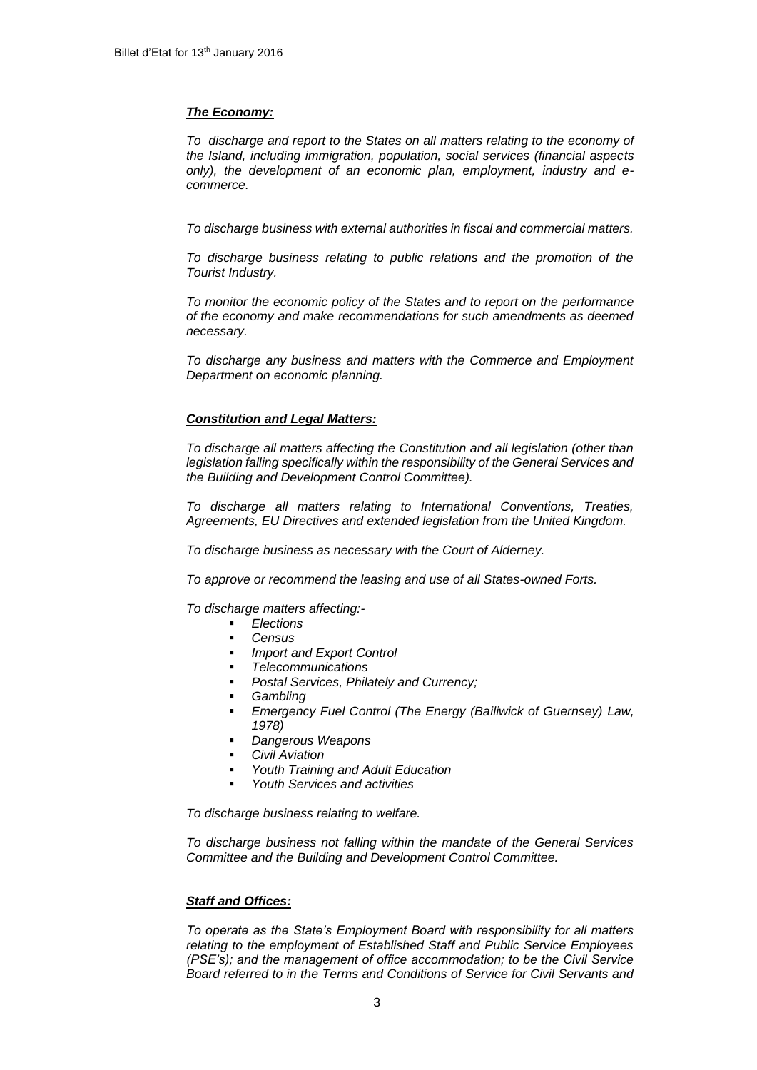***The Economy:***

*To discharge and report to the States on all matters relating to the economy of the Island, including immigration, population, social services (financial aspects only), the development of an economic plan, employment, industry and e-commerce.*

*To discharge business with external authorities in fiscal and commercial matters.*

*To discharge business relating to public relations and the promotion of the Tourist Industry.*

*To monitor the economic policy of the States and to report on the performance of the economy and make recommendations for such amendments as deemed necessary.*

*To discharge any business and matters with the Commerce and Employment Department on economic planning.*

***Constitution and Legal Matters:***

*To discharge all matters affecting the Constitution and all legislation (other than legislation falling specifically within the responsibility of the General Services and the Building and Development Control Committee).*

*To discharge all matters relating to International Conventions, Treaties, Agreements, EU Directives and extended legislation from the United Kingdom.*

*To discharge business as necessary with the Court of Alderney.*

*To approve or recommend the leasing and use of all States-owned Forts.*

*To discharge matters affecting:-*

- *Elections*
- *Census*
- *Import and Export Control*
- *Telecommunications*
- *Postal Services, Philately and Currency;*
- *Gambling*
- *Emergency Fuel Control (The Energy (Bailiwick of Guernsey) Law, 1978)*
- *Dangerous Weapons*
- *Civil Aviation*
- *Youth Training and Adult Education*
- *Youth Services and activities*

*To discharge business relating to welfare.*

*To discharge business not falling within the mandate of the General Services Committee and the Building and Development Control Committee.*

***Staff and Offices:***

*To operate as the State's Employment Board with responsibility for all matters relating to the employment of Established Staff and Public Service Employees (PSE's); and the management of office accommodation; to be the Civil Service Board referred to in the Terms and Conditions of Service for Civil Servants and*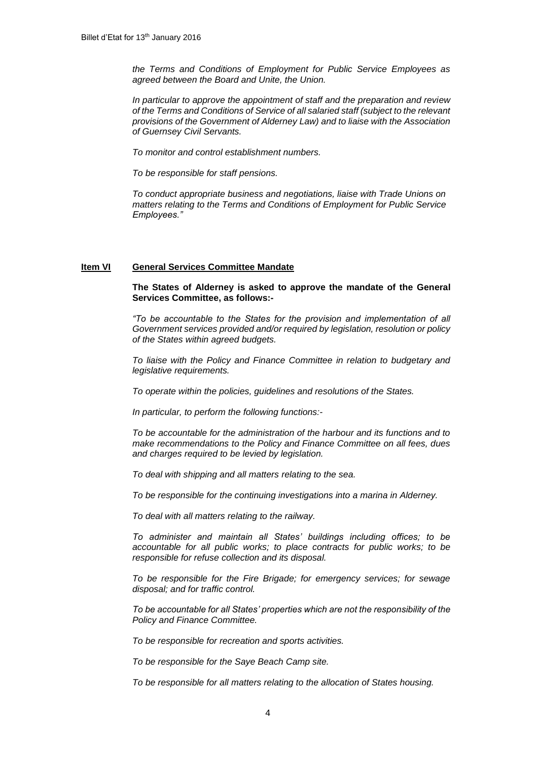*the Terms and Conditions of Employment for Public Service Employees as agreed between the Board and Unite, the Union.*

*In particular to approve the appointment of staff and the preparation and review of the Terms and Conditions of Service of all salaried staff (subject to the relevant provisions of the Government of Alderney Law) and to liaise with the Association of Guernsey Civil Servants.*

*To monitor and control establishment numbers.*

*To be responsible for staff pensions.*

*To conduct appropriate business and negotiations, liaise with Trade Unions on matters relating to the Terms and Conditions of Employment for Public Service Employees."*

**Item VI** **General Services Committee Mandate**

**The States of Alderney is asked to approve the mandate of the General Services Committee, as follows:-**

*"To be accountable to the States for the provision and implementation of all Government services provided and/or required by legislation, resolution or policy of the States within agreed budgets.*

*To liaise with the Policy and Finance Committee in relation to budgetary and legislative requirements.*

*To operate within the policies, guidelines and resolutions of the States.*

*In particular, to perform the following functions:-*

*To be accountable for the administration of the harbour and its functions and to make recommendations to the Policy and Finance Committee on all fees, dues and charges required to be levied by legislation.*

*To deal with shipping and all matters relating to the sea.*

*To be responsible for the continuing investigations into a marina in Alderney.*

*To deal with all matters relating to the railway.*

*To administer and maintain all States' buildings including offices; to be accountable for all public works; to place contracts for public works; to be responsible for refuse collection and its disposal.*

*To be responsible for the Fire Brigade; for emergency services; for sewage disposal; and for traffic control.*

*To be accountable for all States' properties which are not the responsibility of the Policy and Finance Committee.*

*To be responsible for recreation and sports activities.*

*To be responsible for the Saye Beach Camp site.*

*To be responsible for all matters relating to the allocation of States housing.*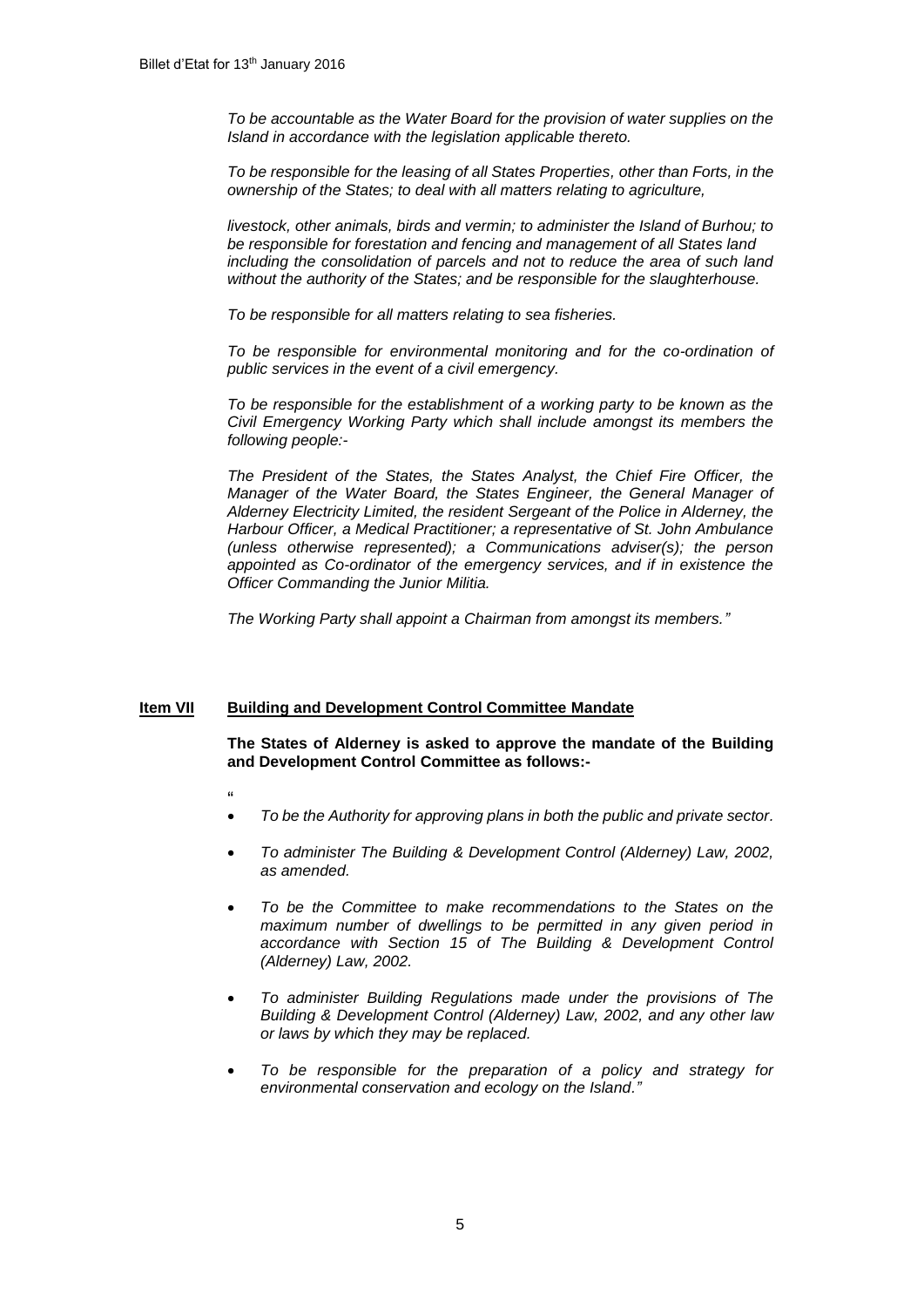*To be accountable as the Water Board for the provision of water supplies on the Island in accordance with the legislation applicable thereto.*

*To be responsible for the leasing of all States Properties, other than Forts, in the ownership of the States; to deal with all matters relating to agriculture,*

*livestock, other animals, birds and vermin; to administer the Island of Burhou; to be responsible for forestation and fencing and management of all States land including the consolidation of parcels and not to reduce the area of such land without the authority of the States; and be responsible for the slaughterhouse.*

*To be responsible for all matters relating to sea fisheries.*

*To be responsible for environmental monitoring and for the co-ordination of public services in the event of a civil emergency.*

*To be responsible for the establishment of a working party to be known as the Civil Emergency Working Party which shall include amongst its members the following people:-*

*The President of the States, the States Analyst, the Chief Fire Officer, the Manager of the Water Board, the States Engineer, the General Manager of Alderney Electricity Limited, the resident Sergeant of the Police in Alderney, the Harbour Officer, a Medical Practitioner; a representative of St. John Ambulance (unless otherwise represented); a Communications adviser(s); the person appointed as Co-ordinator of the emergency services, and if in existence the Officer Commanding the Junior Militia.*

*The Working Party shall appoint a Chairman from amongst its members."*

## Item VII Building and Development Control Committee Mandate

**The States of Alderney is asked to approve the mandate of the Building and Development Control Committee as follows:-**

"

- *To be the Authority for approving plans in both the public and private sector.*
- *To administer The Building & Development Control (Alderney) Law, 2002, as amended.*
- *To be the Committee to make recommendations to the States on the maximum number of dwellings to be permitted in any given period in accordance with Section 15 of The Building & Development Control (Alderney) Law, 2002.*
- *To administer Building Regulations made under the provisions of The Building & Development Control (Alderney) Law, 2002, and any other law or laws by which they may be replaced.*
- *To be responsible for the preparation of a policy and strategy for environmental conservation and ecology on the Island."*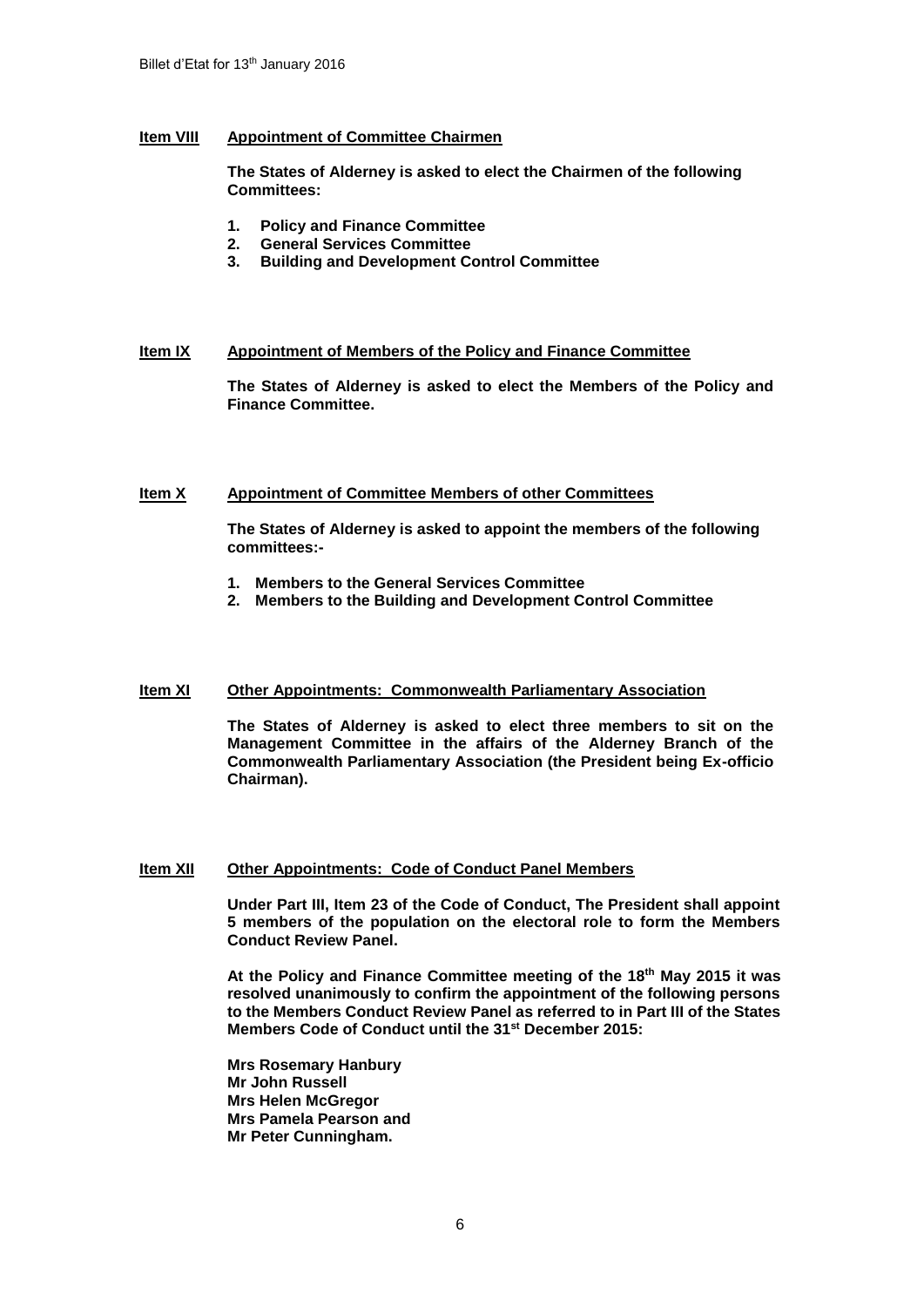**Item VIII** **Appointment of Committee Chairmen**

**The States of Alderney is asked to elect the Chairmen of the following Committees:**

1. **Policy and Finance Committee**
2. **General Services Committee**
3. **Building and Development Control Committee**

**Item IX** **Appointment of Members of the Policy and Finance Committee**

**The States of Alderney is asked to elect the Members of the Policy and Finance Committee.**

**Item X** **Appointment of Committee Members of other Committees**

**The States of Alderney is asked to appoint the members of the following committees:-**

1. **Members to the General Services Committee**
2. **Members to the Building and Development Control Committee**

**Item XI** **Other Appointments: Commonwealth Parliamentary Association**

**The States of Alderney is asked to elect three members to sit on the Management Committee in the affairs of the Alderney Branch of the Commonwealth Parliamentary Association (the President being Ex-officio Chairman).**

**Item XII** **Other Appointments: Code of Conduct Panel Members**

**Under Part III, Item 23 of the Code of Conduct, The President shall appoint 5 members of the population on the electoral role to form the Members Conduct Review Panel.**

**At the Policy and Finance Committee meeting of the 18th May 2015 it was resolved unanimously to confirm the appointment of the following persons to the Members Conduct Review Panel as referred to in Part III of the States Members Code of Conduct until the 31st December 2015:**

**Mrs Rosemary Hanbury**
**Mr John Russell**
**Mrs Helen McGregor**
**Mrs Pamela Pearson and**
**Mr Peter Cunningham.**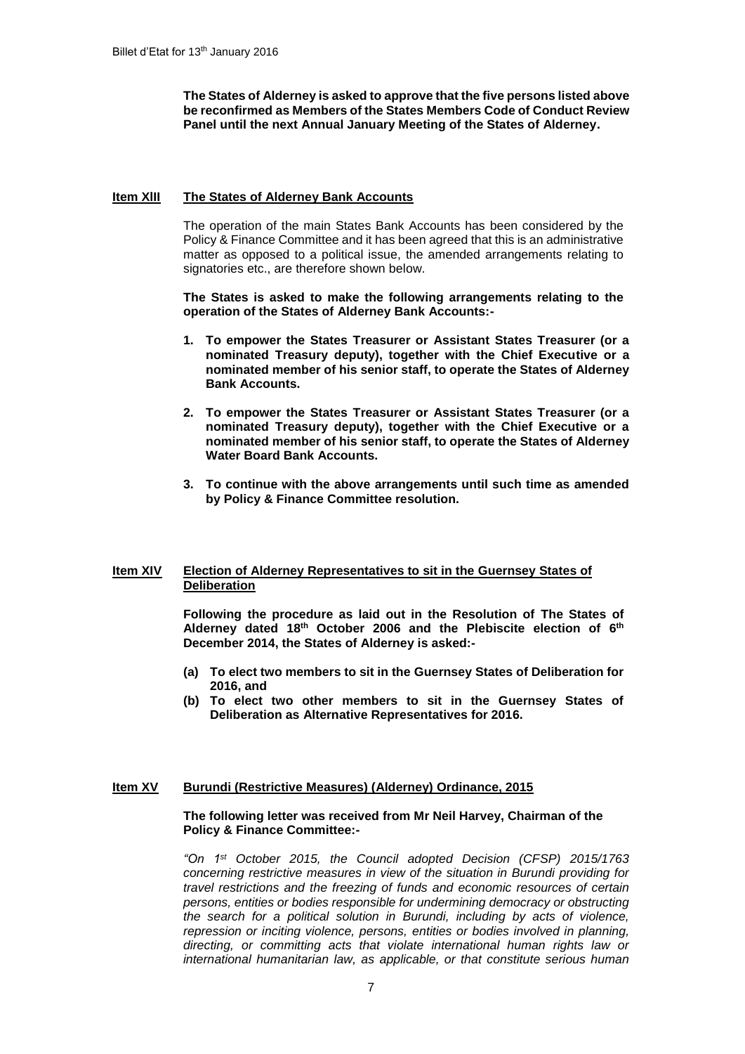**The States of Alderney is asked to approve that the five persons listed above be reconfirmed as Members of the States Members Code of Conduct Review Panel until the next Annual January Meeting of the States of Alderney.**

## Item XIII The States of Alderney Bank Accounts

The operation of the main States Bank Accounts has been considered by the Policy & Finance Committee and it has been agreed that this is an administrative matter as opposed to a political issue, the amended arrangements relating to signatories etc., are therefore shown below.

**The States is asked to make the following arrangements relating to the operation of the States of Alderney Bank Accounts:-**

1. **To empower the States Treasurer or Assistant States Treasurer (or a nominated Treasury deputy), together with the Chief Executive or a nominated member of his senior staff, to operate the States of Alderney Bank Accounts.**
2. **To empower the States Treasurer or Assistant States Treasurer (or a nominated Treasury deputy), together with the Chief Executive or a nominated member of his senior staff, to operate the States of Alderney Water Board Bank Accounts.**
3. **To continue with the above arrangements until such time as amended by Policy & Finance Committee resolution.**

## Item XIV Election of Alderney Representatives to sit in the Guernsey States of Deliberation

**Following the procedure as laid out in the Resolution of The States of Alderney dated 18th October 2006 and the Plebiscite election of 6th December 2014, the States of Alderney is asked:-**

- **(a) To elect two members to sit in the Guernsey States of Deliberation for 2016, and**
- **(b) To elect two other members to sit in the Guernsey States of Deliberation as Alternative Representatives for 2016.**

## Item XV Burundi (Restrictive Measures) (Alderney) Ordinance, 2015

**The following letter was received from Mr Neil Harvey, Chairman of the Policy & Finance Committee:-**

*"On 1st October 2015, the Council adopted Decision (CFSP) 2015/1763 concerning restrictive measures in view of the situation in Burundi providing for travel restrictions and the freezing of funds and economic resources of certain persons, entities or bodies responsible for undermining democracy or obstructing the search for a political solution in Burundi, including by acts of violence, repression or inciting violence, persons, entities or bodies involved in planning, directing, or committing acts that violate international human rights law or international humanitarian law, as applicable, or that constitute serious human*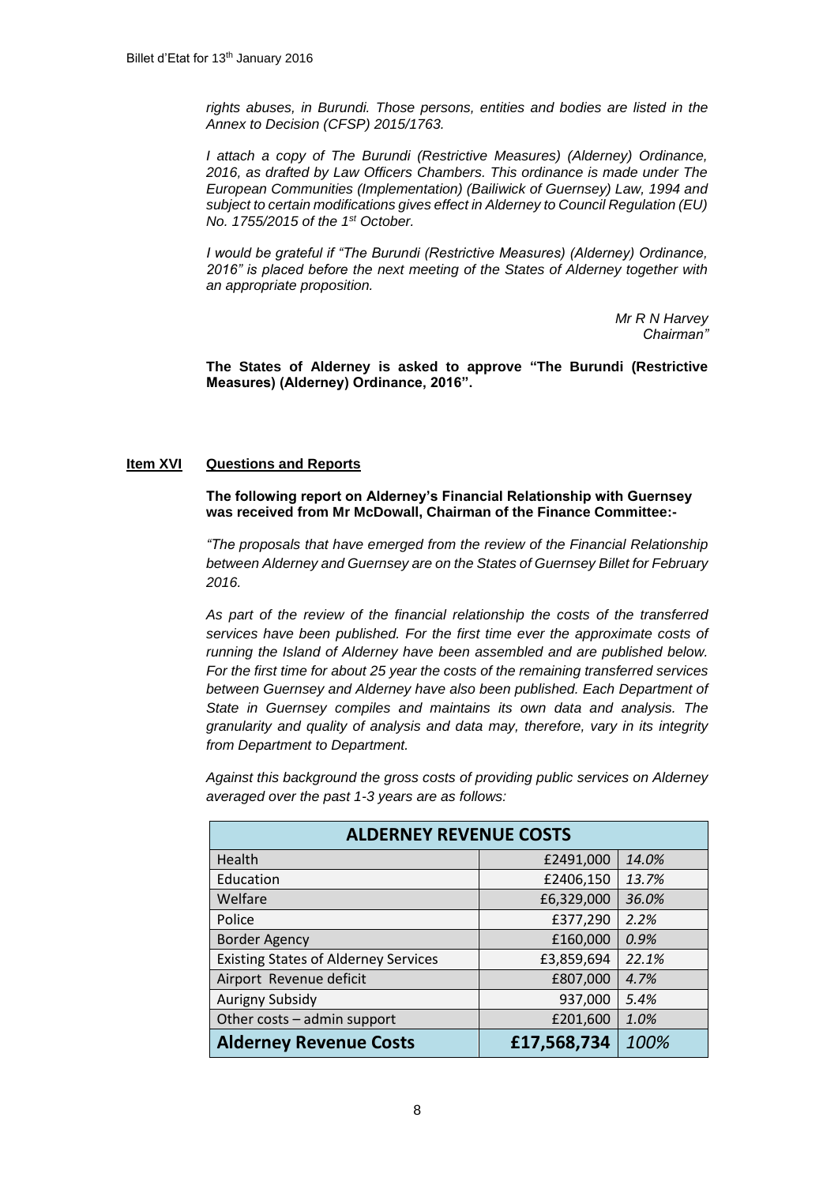*rights abuses, in Burundi. Those persons, entities and bodies are listed in the Annex to Decision (CFSP) 2015/1763.*

*I attach a copy of The Burundi (Restrictive Measures) (Alderney) Ordinance, 2016, as drafted by Law Officers Chambers. This ordinance is made under The European Communities (Implementation) (Bailiwick of Guernsey) Law, 1994 and subject to certain modifications gives effect in Alderney to Council Regulation (EU) No. 1755/2015 of the 1st October.*

*I would be grateful if "The Burundi (Restrictive Measures) (Alderney) Ordinance, 2016" is placed before the next meeting of the States of Alderney together with an appropriate proposition.*

*Mr R N Harvey*
*Chairman"*

**The States of Alderney is asked to approve "The Burundi (Restrictive Measures) (Alderney) Ordinance, 2016".**

## Item XVI Questions and Reports

**The following report on Alderney's Financial Relationship with Guernsey was received from Mr McDowall, Chairman of the Finance Committee:-**

*"The proposals that have emerged from the review of the Financial Relationship between Alderney and Guernsey are on the States of Guernsey Billet for February 2016.*

*As part of the review of the financial relationship the costs of the transferred services have been published. For the first time ever the approximate costs of running the Island of Alderney have been assembled and are published below. For the first time for about 25 year the costs of the remaining transferred services between Guernsey and Alderney have also been published. Each Department of State in Guernsey compiles and maintains its own data and analysis. The granularity and quality of analysis and data may, therefore, vary in its integrity from Department to Department.*

*Against this background the gross costs of providing public services on Alderney averaged over the past 1-3 years are as follows:*

| ALDERNEY REVENUE COSTS | | |
|---|---|---|
| Health | £2491,000 | *14.0%* |
| Education | £2406,150 | *13.7%* |
| Welfare | £6,329,000 | *36.0%* |
| Police | £377,290 | *2.2%* |
| Border Agency | £160,000 | *0.9%* |
| Existing States of Alderney Services | £3,859,694 | *22.1%* |
| Airport Revenue deficit | £807,000 | *4.7%* |
| Aurigny Subsidy | 937,000 | *5.4%* |
| Other costs – admin support | £201,600 | *1.0%* |
| **Alderney Revenue Costs** | **£17,568,734** | *100%* |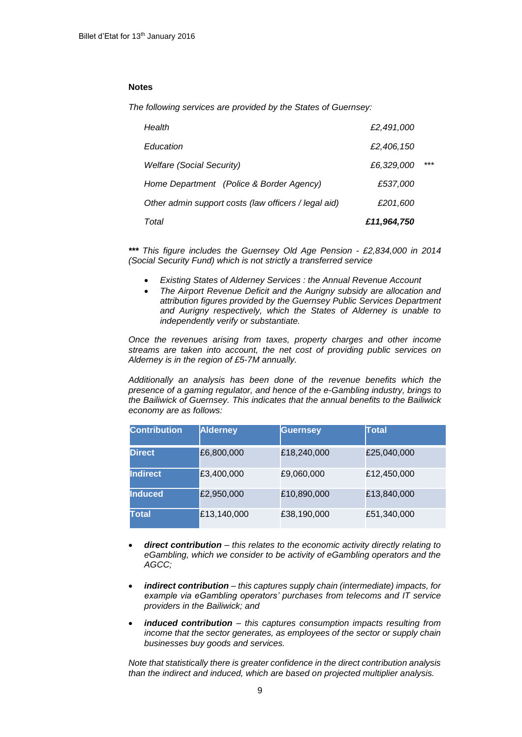**Notes**

*The following services are provided by the States of Guernsey:*

| | | |
|---|---|---|
| *Health* | *£2,491,000* | |
| *Education* | *£2,406,150* | |
| *Welfare (Social Security)* | *£6,329,000* | *** |
| *Home Department (Police & Border Agency)* | *£537,000* | |
| *Other admin support costs (law officers / legal aid)* | *£201,600* | |
| *Total* | ***£11,964,750*** | |

****** *This figure includes the Guernsey Old Age Pension - £2,834,000 in 2014 (Social Security Fund) which is not strictly a transferred service*

- *Existing States of Alderney Services : the Annual Revenue Account*
- *The Airport Revenue Deficit and the Aurigny subsidy are allocation and attribution figures provided by the Guernsey Public Services Department and Aurigny respectively, which the States of Alderney is unable to independently verify or substantiate.*

*Once the revenues arising from taxes, property charges and other income streams are taken into account, the net cost of providing public services on Alderney is in the region of £5-7M annually.*

*Additionally an analysis has been done of the revenue benefits which the presence of a gaming regulator, and hence of the e-Gambling industry, brings to the Bailiwick of Guernsey. This indicates that the annual benefits to the Bailiwick economy are as follows:*

| Contribution | Alderney | Guernsey | Total |
|---|---|---|---|
| **Direct** | £6,800,000 | £18,240,000 | £25,040,000 |
| **Indirect** | £3,400,000 | £9,060,000 | £12,450,000 |
| **Induced** | £2,950,000 | £10,890,000 | £13,840,000 |
| **Total** | £13,140,000 | £38,190,000 | £51,340,000 |

- ***direct contribution*** *– this relates to the economic activity directly relating to eGambling, which we consider to be activity of eGambling operators and the AGCC;*

- ***indirect contribution*** *– this captures supply chain (intermediate) impacts, for example via eGambling operators' purchases from telecoms and IT service providers in the Bailiwick; and*

- ***induced contribution*** *– this captures consumption impacts resulting from income that the sector generates, as employees of the sector or supply chain businesses buy goods and services.*

*Note that statistically there is greater confidence in the direct contribution analysis than the indirect and induced, which are based on projected multiplier analysis.*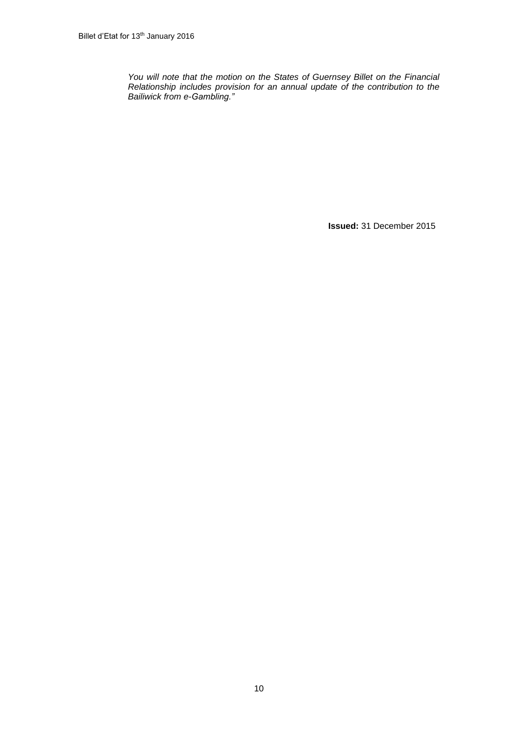*You will note that the motion on the States of Guernsey Billet on the Financial Relationship includes provision for an annual update of the contribution to the Bailiwick from e-Gambling."*

**Issued:** 31 December 2015